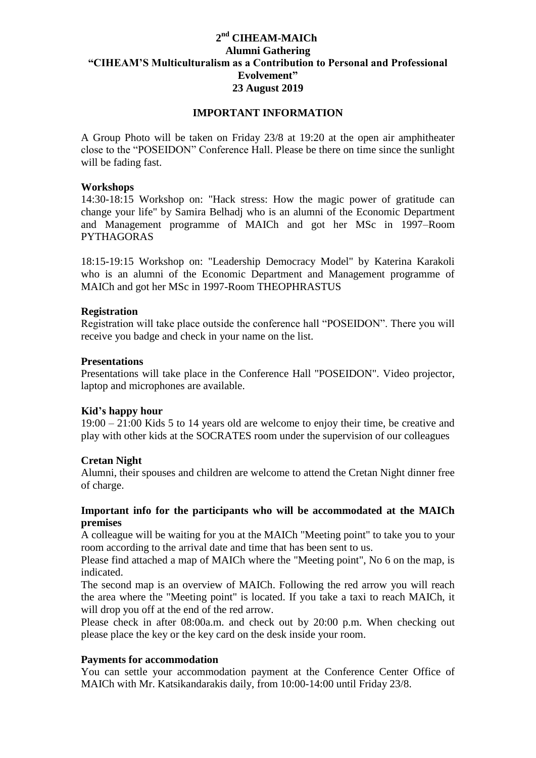# 2nd CIHEAM-MAICh Alumni Gathering "CIHEAM'S Multiculturalism as a Contribution to Personal and Professional Evolvement" 23 August 2019

## IMPORTANT INFORMATION

A Group Photo will be taken on Friday 23/8 at 19:20 at the open air amphitheater close to the "POSEIDON" Conference Hall. Please be there on time since the sunlight will be fading fast.

**Workshops**

14:30-18:15 Workshop on: "Hack stress: How the magic power of gratitude can change your life" by Samira Belhadj who is an alumni of the Economic Department and Management programme of MAICh and got her MSc in 1997–Room PYTHAGORAS

18:15-19:15 Workshop on: "Leadership Democracy Model" by Katerina Karakoli who is an alumni of the Economic Department and Management programme of MAICh and got her MSc in 1997-Room THEOPHRASTUS

**Registration**

Registration will take place outside the conference hall "POSEIDON". There you will receive you badge and check in your name on the list.

**Presentations**

Presentations will take place in the Conference Hall "POSEIDON". Video projector, laptop and microphones are available.

**Kid's happy hour**

19:00 – 21:00 Kids 5 to 14 years old are welcome to enjoy their time, be creative and play with other kids at the SOCRATES room under the supervision of our colleagues

**Cretan Night**

Alumni, their spouses and children are welcome to attend the Cretan Night dinner free of charge.

**Important info for the participants who will be accommodated at the MAICh premises**

A colleague will be waiting for you at the MAICh "Meeting point" to take you to your room according to the arrival date and time that has been sent to us.

Please find attached a map of MAICh where the "Meeting point", No 6 on the map, is indicated.

The second map is an overview of MAICh. Following the red arrow you will reach the area where the "Meeting point" is located. If you take a taxi to reach MAICh, it will drop you off at the end of the red arrow.

Please check in after 08:00a.m. and check out by 20:00 p.m. When checking out please place the key or the key card on the desk inside your room.

**Payments for accommodation**

You can settle your accommodation payment at the Conference Center Office of MAICh with Mr. Katsikandarakis daily, from 10:00-14:00 until Friday 23/8.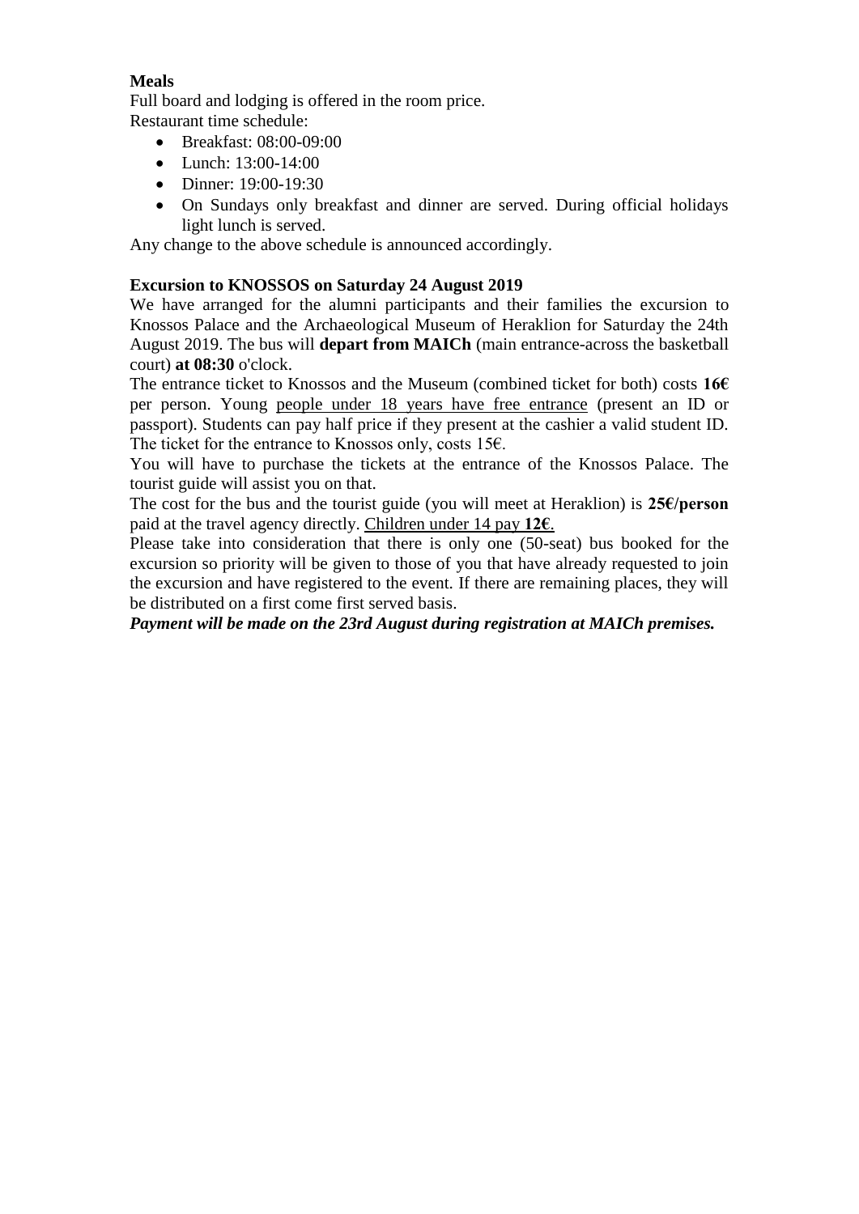**Meals**

Full board and lodging is offered in the room price.
Restaurant time schedule:

- Breakfast: 08:00-09:00
- Lunch: 13:00-14:00
- Dinner: 19:00-19:30
- On Sundays only breakfast and dinner are served. During official holidays light lunch is served.

Any change to the above schedule is announced accordingly.

**Excursion to KNOSSOS on Saturday 24 August 2019**

We have arranged for the alumni participants and their families the excursion to Knossos Palace and the Archaeological Museum of Heraklion for Saturday the 24th August 2019. The bus will **depart from MAICh** (main entrance-across the basketball court) **at 08:30** o'clock.

The entrance ticket to Knossos and the Museum (combined ticket for both) costs **16€** per person. Young people under 18 years have free entrance (present an ID or passport). Students can pay half price if they present at the cashier a valid student ID. The ticket for the entrance to Knossos only, costs 15€.

You will have to purchase the tickets at the entrance of the Knossos Palace. The tourist guide will assist you on that.

The cost for the bus and the tourist guide (you will meet at Heraklion) is **25€/person** paid at the travel agency directly. Children under 14 pay **12€**.

Please take into consideration that there is only one (50-seat) bus booked for the excursion so priority will be given to those of you that have already requested to join the excursion and have registered to the event. If there are remaining places, they will be distributed on a first come first served basis.

***Payment will be made on the 23rd August during registration at MAICh premises.***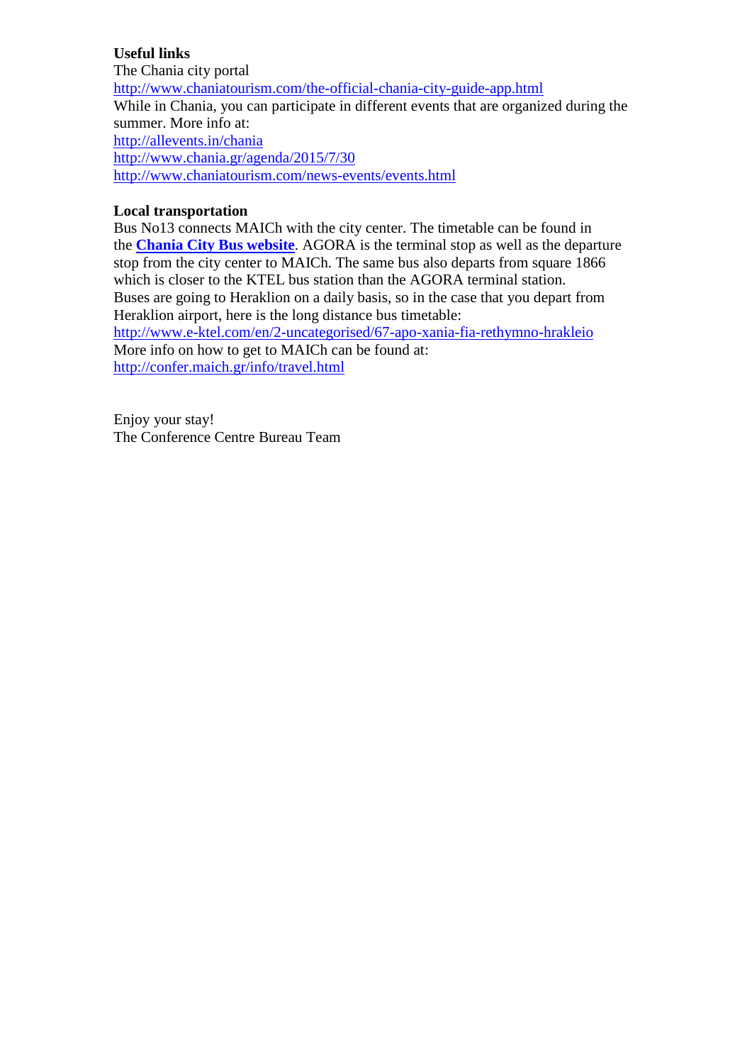**Useful links**

The Chania city portal
http://www.chaniatourism.com/the-official-chania-city-guide-app.html
While in Chania, you can participate in different events that are organized during the summer. More info at:
http://allevents.in/chania
http://www.chania.gr/agenda/2015/7/30
http://www.chaniatourism.com/news-events/events.html

**Local transportation**

Bus No13 connects MAICh with the city center. The timetable can be found in the **Chania City Bus website**. AGORA is the terminal stop as well as the departure stop from the city center to MAICh. The same bus also departs from square 1866 which is closer to the KTEL bus station than the AGORA terminal station.
Buses are going to Heraklion on a daily basis, so in the case that you depart from Heraklion airport, here is the long distance bus timetable:
http://www.e-ktel.com/en/2-uncategorised/67-apo-xania-fia-rethymno-hrakleio
More info on how to get to MAICh can be found at:
http://confer.maich.gr/info/travel.html

Enjoy your stay!
The Conference Centre Bureau Team